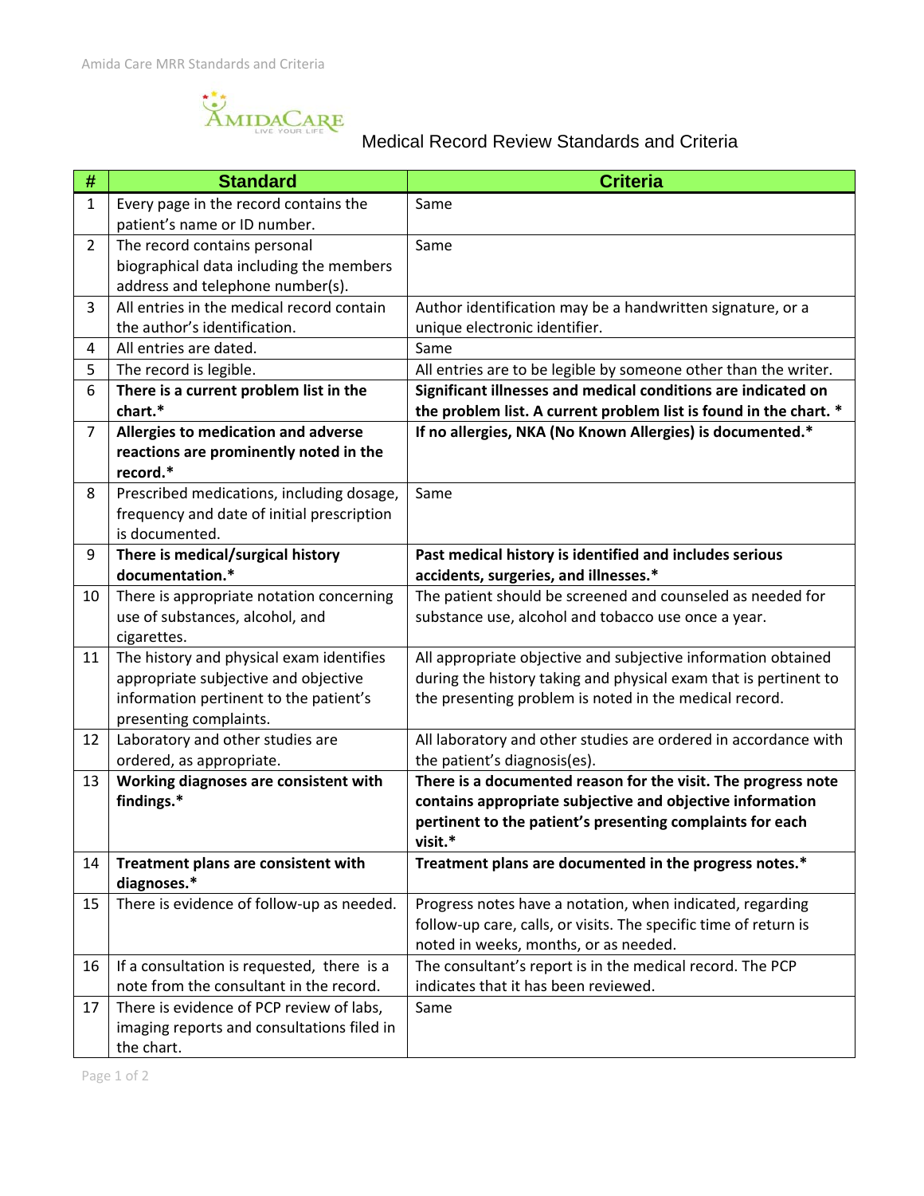# Medical Record Review Standards and Criteria

| # | Standard | Criteria |
|---|---|---|
| 1 | Every page in the record contains the patient's name or ID number. | Same |
| 2 | The record contains personal biographical data including the members address and telephone number(s). | Same |
| 3 | All entries in the medical record contain the author's identification. | Author identification may be a handwritten signature, or a unique electronic identifier. |
| 4 | All entries are dated. | Same |
| 5 | The record is legible. | All entries are to be legible by someone other than the writer. |
| 6 | **There is a current problem list in the chart.*** | **Significant illnesses and medical conditions are indicated on the problem list. A current problem list is found in the chart. *** |
| 7 | **Allergies to medication and adverse reactions are prominently noted in the record.*** | **If no allergies, NKA (No Known Allergies) is documented.*** |
| 8 | Prescribed medications, including dosage, frequency and date of initial prescription is documented. | Same |
| 9 | **There is medical/surgical history documentation.*** | **Past medical history is identified and includes serious accidents, surgeries, and illnesses.*** |
| 10 | There is appropriate notation concerning use of substances, alcohol, and cigarettes. | The patient should be screened and counseled as needed for substance use, alcohol and tobacco use once a year. |
| 11 | The history and physical exam identifies appropriate subjective and objective information pertinent to the patient's presenting complaints. | All appropriate objective and subjective information obtained during the history taking and physical exam that is pertinent to the presenting problem is noted in the medical record. |
| 12 | Laboratory and other studies are ordered, as appropriate. | All laboratory and other studies are ordered in accordance with the patient's diagnosis(es). |
| 13 | **Working diagnoses are consistent with findings.*** | **There is a documented reason for the visit. The progress note contains appropriate subjective and objective information pertinent to the patient's presenting complaints for each visit.*** |
| 14 | **Treatment plans are consistent with diagnoses.*** | **Treatment plans are documented in the progress notes.*** |
| 15 | There is evidence of follow-up as needed. | Progress notes have a notation, when indicated, regarding follow-up care, calls, or visits. The specific time of return is noted in weeks, months, or as needed. |
| 16 | If a consultation is requested, there is a note from the consultant in the record. | The consultant's report is in the medical record. The PCP indicates that it has been reviewed. |
| 17 | There is evidence of PCP review of labs, imaging reports and consultations filed in the chart. | Same |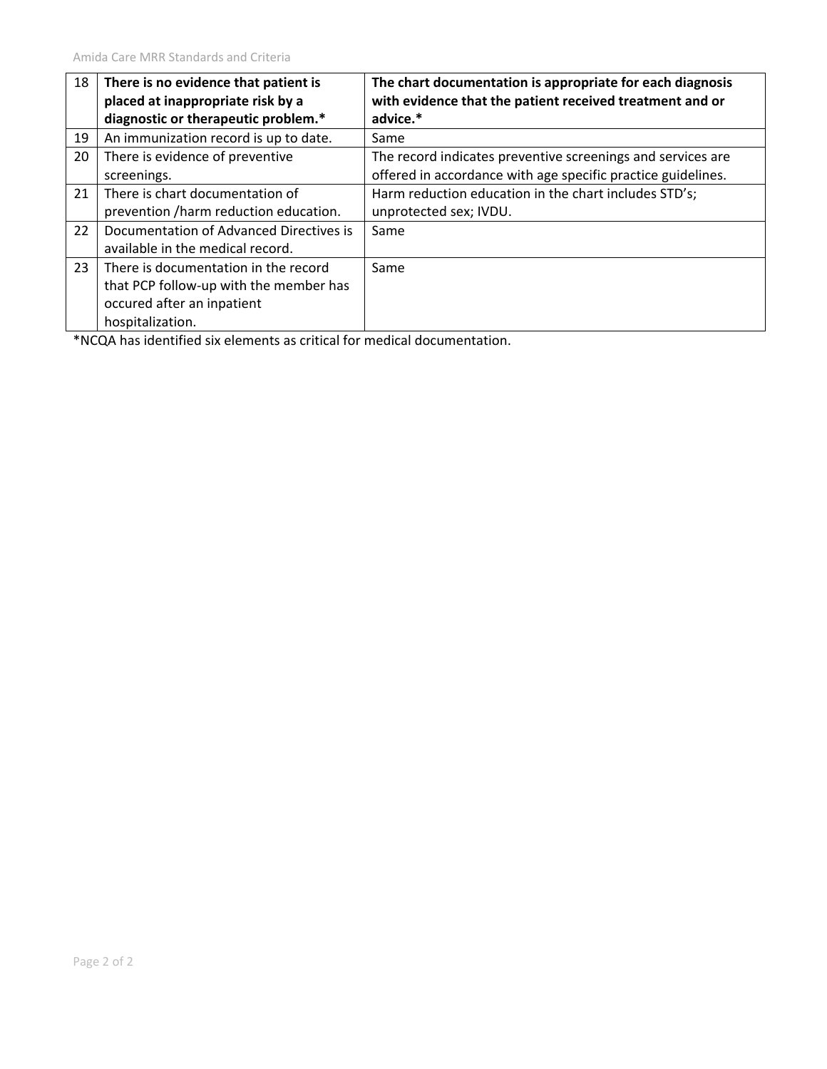| | | |
|---|---|---|
| 18 | **There is no evidence that patient is placed at inappropriate risk by a diagnostic or therapeutic problem.*** | **The chart documentation is appropriate for each diagnosis with evidence that the patient received treatment and or advice.*** |
| 19 | An immunization record is up to date. | Same |
| 20 | There is evidence of preventive screenings. | The record indicates preventive screenings and services are offered in accordance with age specific practice guidelines. |
| 21 | There is chart documentation of prevention /harm reduction education. | Harm reduction education in the chart includes STD's; unprotected sex; IVDU. |
| 22 | Documentation of Advanced Directives is available in the medical record. | Same |
| 23 | There is documentation in the record that PCP follow-up with the member has occured after an inpatient hospitalization. | Same |

*NCQA has identified six elements as critical for medical documentation.